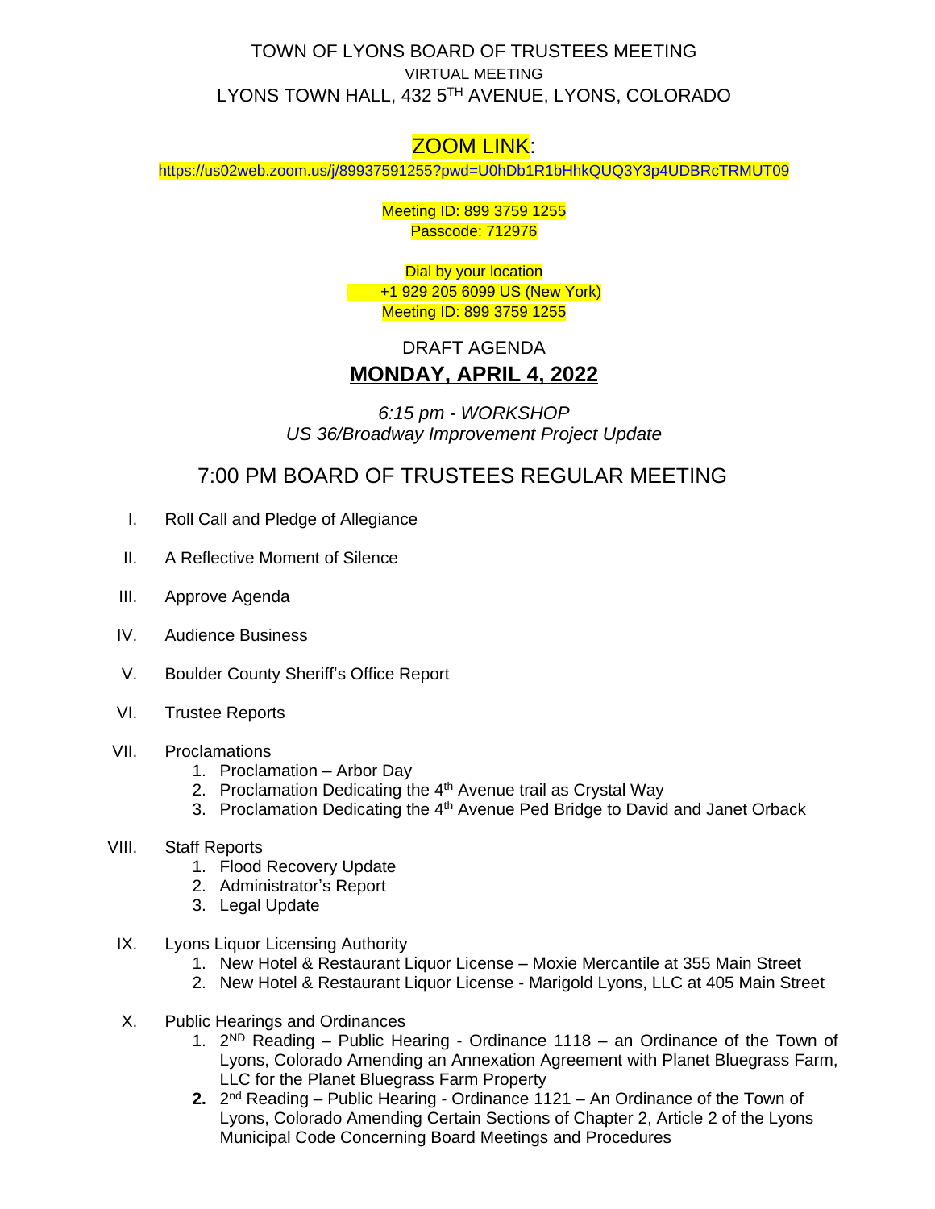TOWN OF LYONS BOARD OF TRUSTEES MEETING
VIRTUAL MEETING
LYONS TOWN HALL, 432 5TH AVENUE, LYONS, COLORADO

ZOOM LINK:
https://us02web.zoom.us/j/89937591255?pwd=U0hDb1R1bHhkQUQ3Y3p4UDBRcTRMUT09

Meeting ID: 899 3759 1255
Passcode: 712976

Dial by your location
+1 929 205 6099 US (New York)
Meeting ID: 899 3759 1255

DRAFT AGENDA

**MONDAY, APRIL 4, 2022**

*6:15 pm - WORKSHOP*
*US 36/Broadway Improvement Project Update*

## 7:00 PM BOARD OF TRUSTEES REGULAR MEETING

I. Roll Call and Pledge of Allegiance

II. A Reflective Moment of Silence

III. Approve Agenda

IV. Audience Business

V. Boulder County Sheriff's Office Report

VI. Trustee Reports

VII. Proclamations
1. Proclamation – Arbor Day
2. Proclamation Dedicating the 4th Avenue trail as Crystal Way
3. Proclamation Dedicating the 4th Avenue Ped Bridge to David and Janet Orback

VIII. Staff Reports
1. Flood Recovery Update
2. Administrator's Report
3. Legal Update

IX. Lyons Liquor Licensing Authority
1. New Hotel & Restaurant Liquor License – Moxie Mercantile at 355 Main Street
2. New Hotel & Restaurant Liquor License - Marigold Lyons, LLC at 405 Main Street

X. Public Hearings and Ordinances
1. 2ND Reading – Public Hearing - Ordinance 1118 – an Ordinance of the Town of Lyons, Colorado Amending an Annexation Agreement with Planet Bluegrass Farm, LLC for the Planet Bluegrass Farm Property
2. 2nd Reading – Public Hearing - Ordinance 1121 – An Ordinance of the Town of Lyons, Colorado Amending Certain Sections of Chapter 2, Article 2 of the Lyons Municipal Code Concerning Board Meetings and Procedures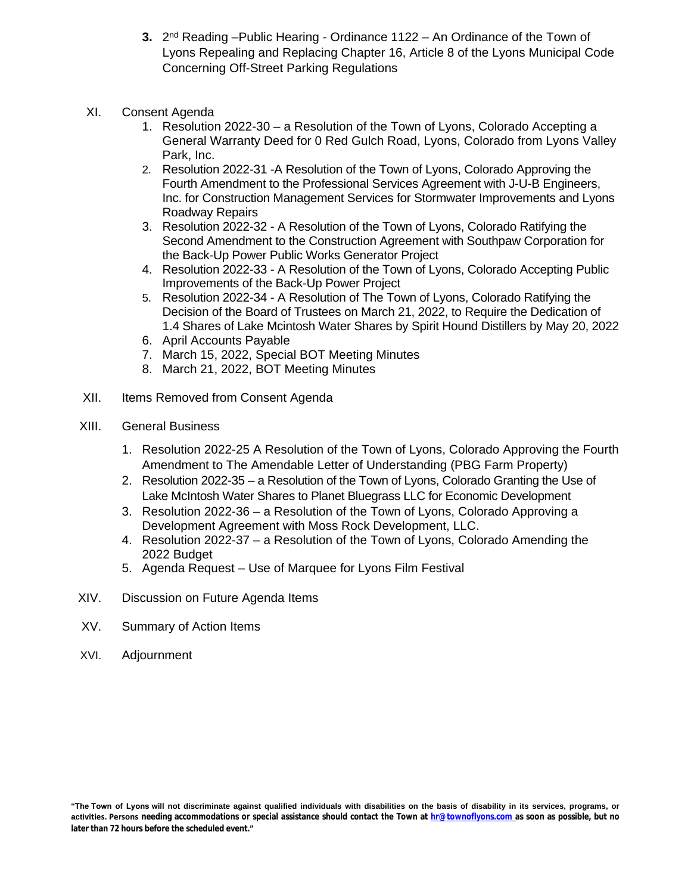3. 2nd Reading –Public Hearing - Ordinance 1122 – An Ordinance of the Town of Lyons Repealing and Replacing Chapter 16, Article 8 of the Lyons Municipal Code Concerning Off-Street Parking Regulations

XI. Consent Agenda
   1. Resolution 2022-30 – a Resolution of the Town of Lyons, Colorado Accepting a General Warranty Deed for 0 Red Gulch Road, Lyons, Colorado from Lyons Valley Park, Inc.
   2. Resolution 2022-31 -A Resolution of the Town of Lyons, Colorado Approving the Fourth Amendment to the Professional Services Agreement with J-U-B Engineers, Inc. for Construction Management Services for Stormwater Improvements and Lyons Roadway Repairs
   3. Resolution 2022-32 - A Resolution of the Town of Lyons, Colorado Ratifying the Second Amendment to the Construction Agreement with Southpaw Corporation for the Back-Up Power Public Works Generator Project
   4. Resolution 2022-33 - A Resolution of the Town of Lyons, Colorado Accepting Public Improvements of the Back-Up Power Project
   5. Resolution 2022-34 - A Resolution of The Town of Lyons, Colorado Ratifying the Decision of the Board of Trustees on March 21, 2022, to Require the Dedication of 1.4 Shares of Lake Mcintosh Water Shares by Spirit Hound Distillers by May 20, 2022
   6. April Accounts Payable
   7. March 15, 2022, Special BOT Meeting Minutes
   8. March 21, 2022, BOT Meeting Minutes

XII. Items Removed from Consent Agenda

XIII. General Business
   1. Resolution 2022-25 A Resolution of the Town of Lyons, Colorado Approving the Fourth Amendment to The Amendable Letter of Understanding (PBG Farm Property)
   2. Resolution 2022-35 – a Resolution of the Town of Lyons, Colorado Granting the Use of Lake McIntosh Water Shares to Planet Bluegrass LLC for Economic Development
   3. Resolution 2022-36 – a Resolution of the Town of Lyons, Colorado Approving a Development Agreement with Moss Rock Development, LLC.
   4. Resolution 2022-37 – a Resolution of the Town of Lyons, Colorado Amending the 2022 Budget
   5. Agenda Request – Use of Marquee for Lyons Film Festival

XIV. Discussion on Future Agenda Items

XV. Summary of Action Items

XVI. Adjournment

**"The Town of Lyons will not discriminate against qualified individuals with disabilities on the basis of disability in its services, programs, or activities. Persons needing accommodations or special assistance should contact the Town at hr@townoflyons.com as soon as possible, but no later than 72 hours before the scheduled event."**